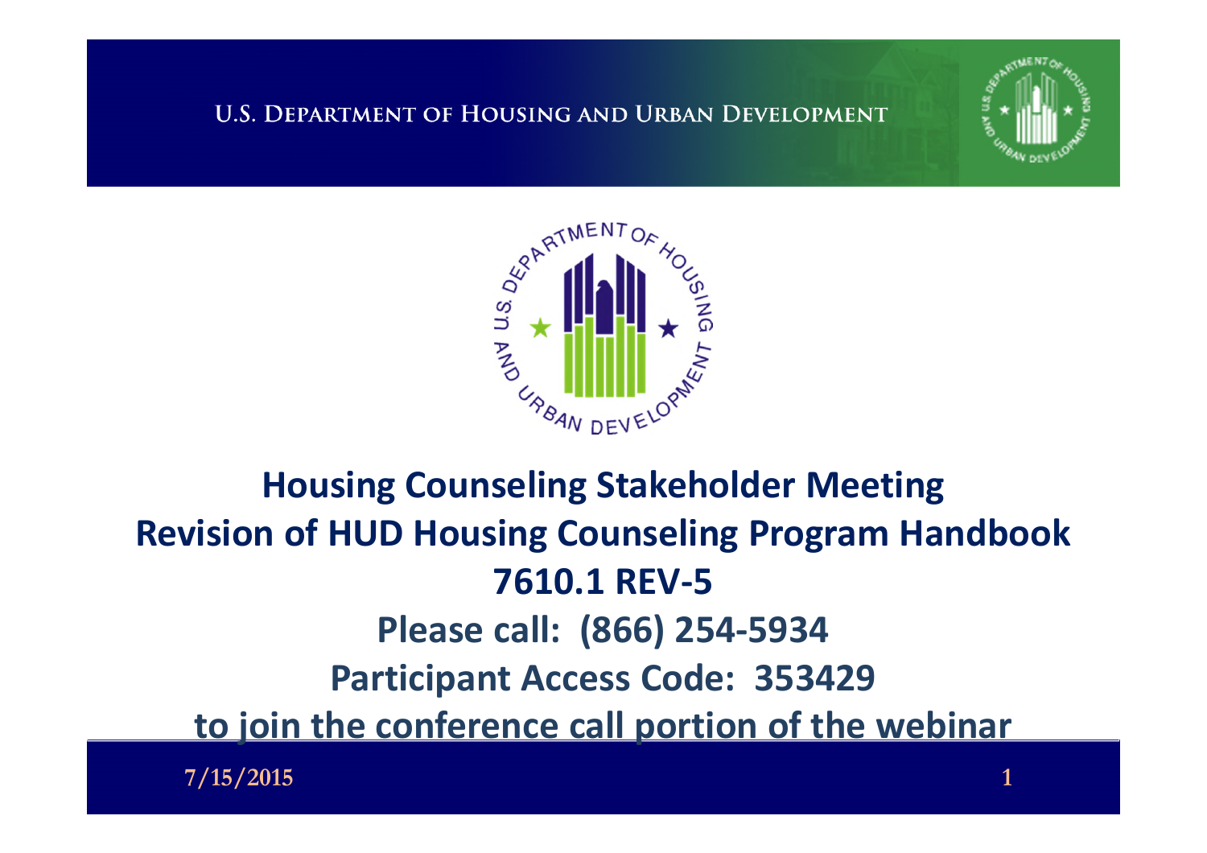U.S. Department of Housing and Urban Development

# Housing Counseling Stakeholder Meeting
# Revision of HUD Housing Counseling Program Handbook 7610.1 REV-5

**Please call: (866) 254-5934**

**Participant Access Code: 353429**

**to join the conference call portion of the webinar**

7/15/2015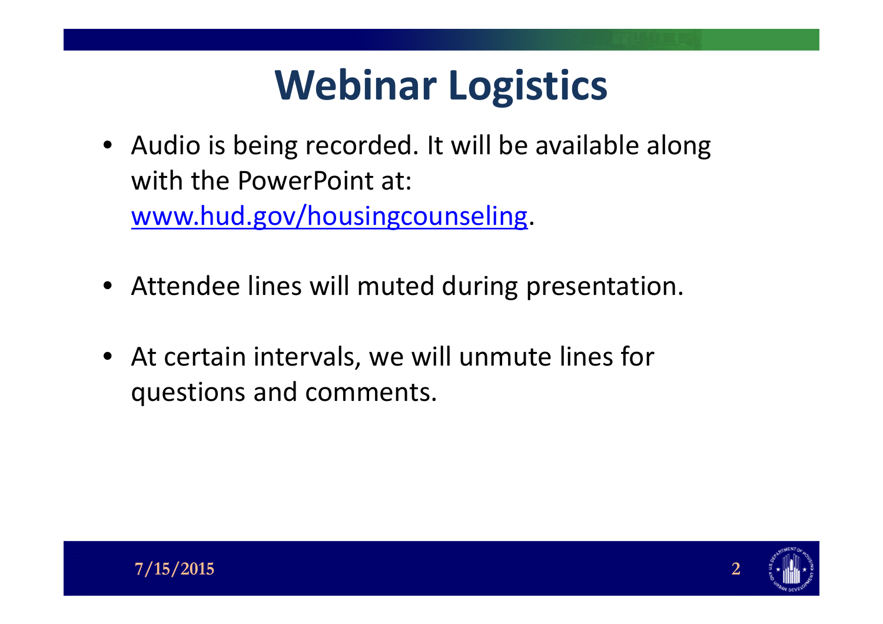# Webinar Logistics

- Audio is being recorded. It will be available along with the PowerPoint at: [www.hud.gov/housingcounseling](http://www.hud.gov/housingcounseling).
- Attendee lines will muted during presentation.
- At certain intervals, we will unmute lines for questions and comments.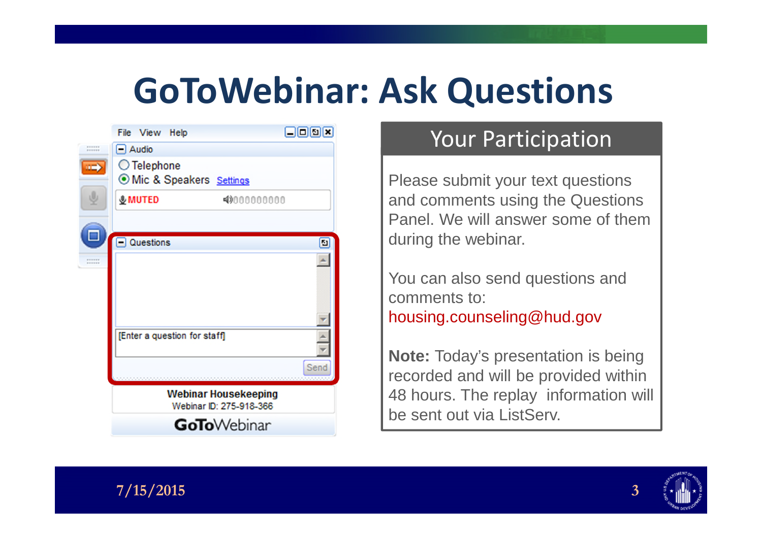# GoToWebinar: Ask Questions

File View Help

Audio

Telephone

Mic & Speakers Settings

MUTED

Questions

[Enter a question for staff]

Send

**Webinar Housekeeping**

Webinar ID: 275-918-366

GoToWebinar

## Your Participation

Please submit your text questions and comments using the Questions Panel. We will answer some of them during the webinar.

You can also send questions and comments to: housing.counseling@hud.gov

**Note:** Today's presentation is being recorded and will be provided within 48 hours. The replay information will be sent out via ListServ.

7/15/2015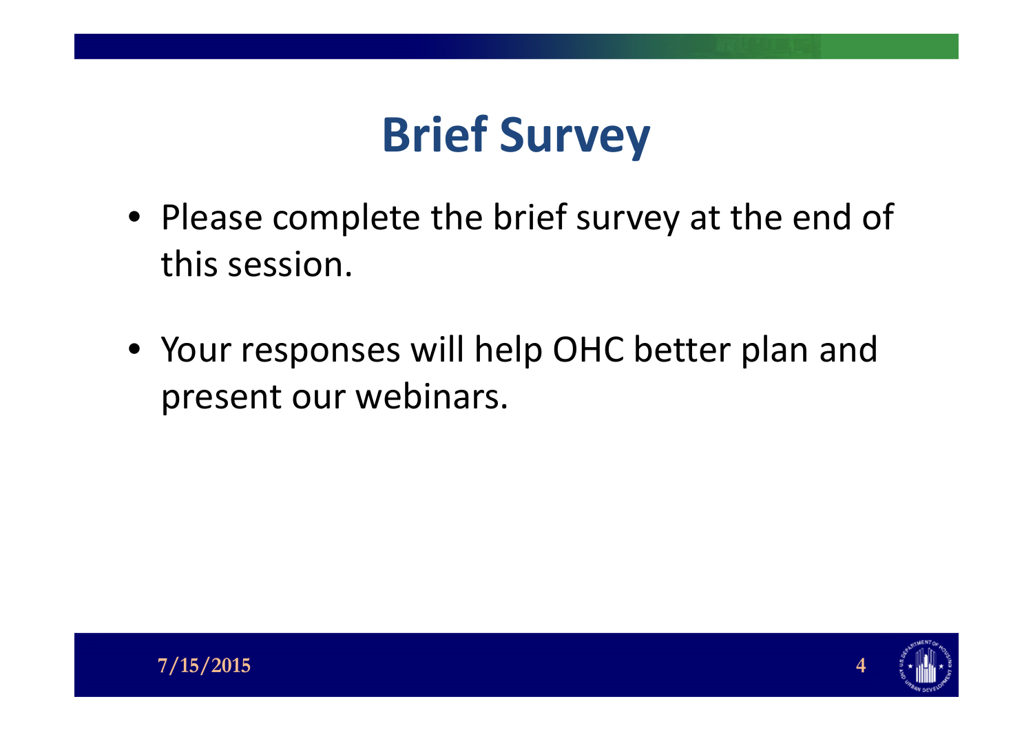# Brief Survey

- Please complete the brief survey at the end of this session.
- Your responses will help OHC better plan and present our webinars.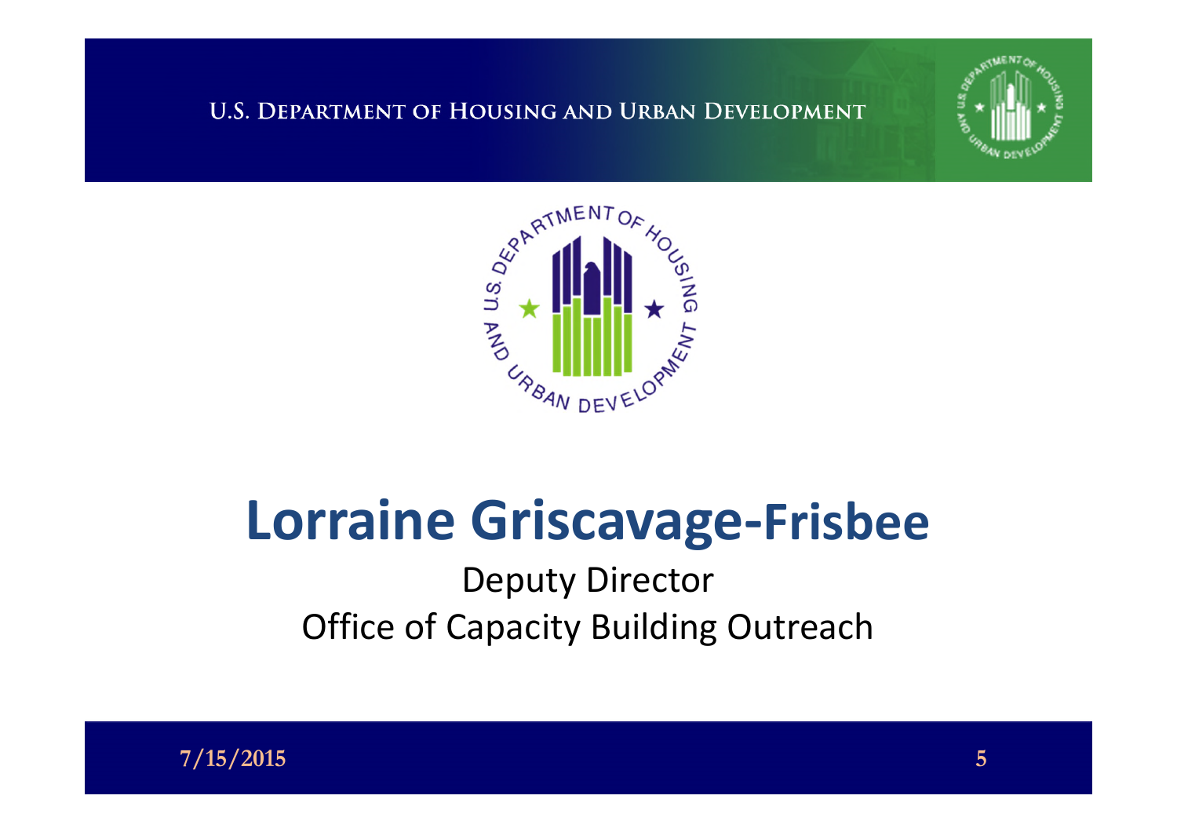# Lorraine Griscavage-Frisbee

Deputy Director

Office of Capacity Building Outreach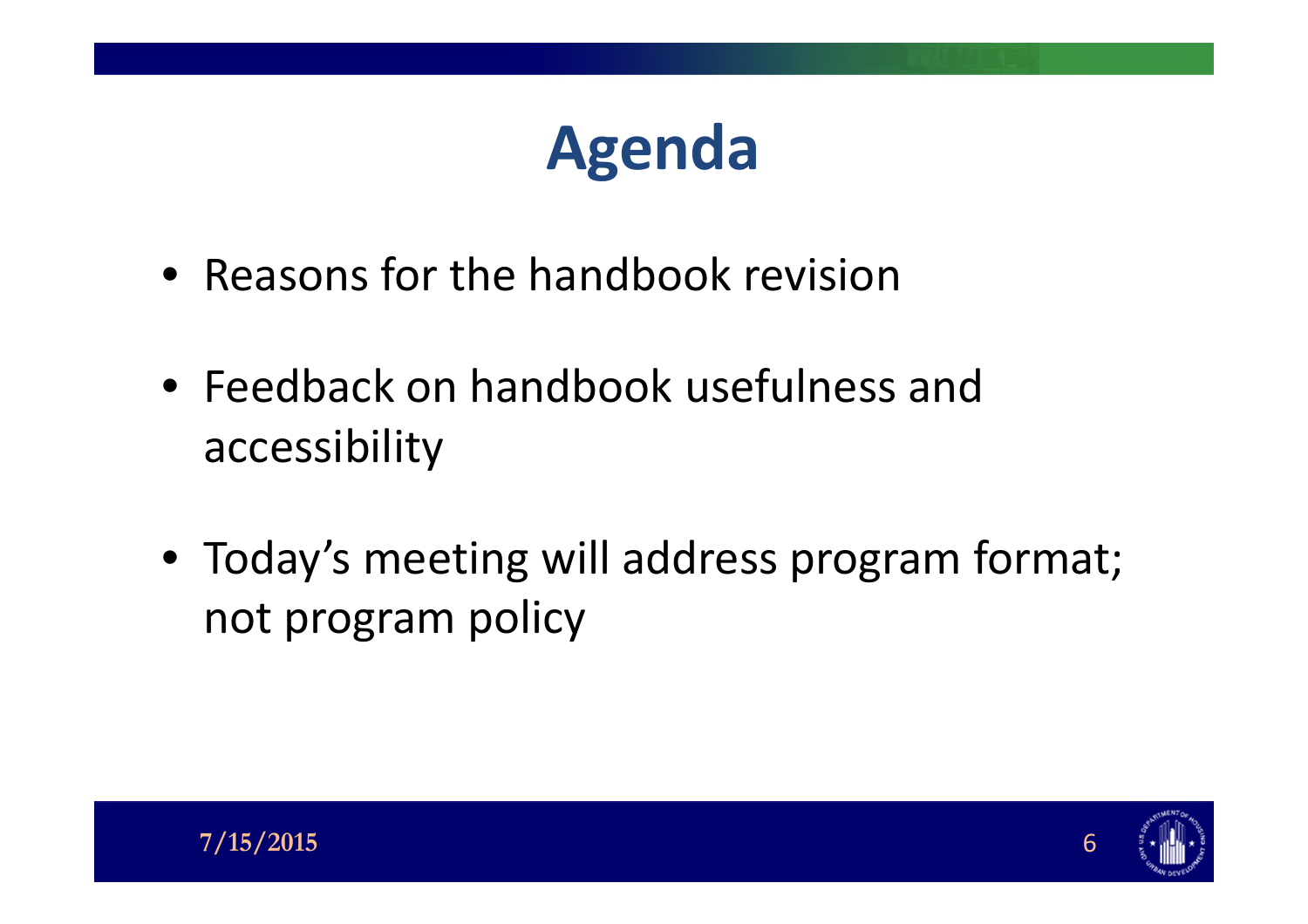# Agenda

- Reasons for the handbook revision
- Feedback on handbook usefulness and accessibility
- Today's meeting will address program format; not program policy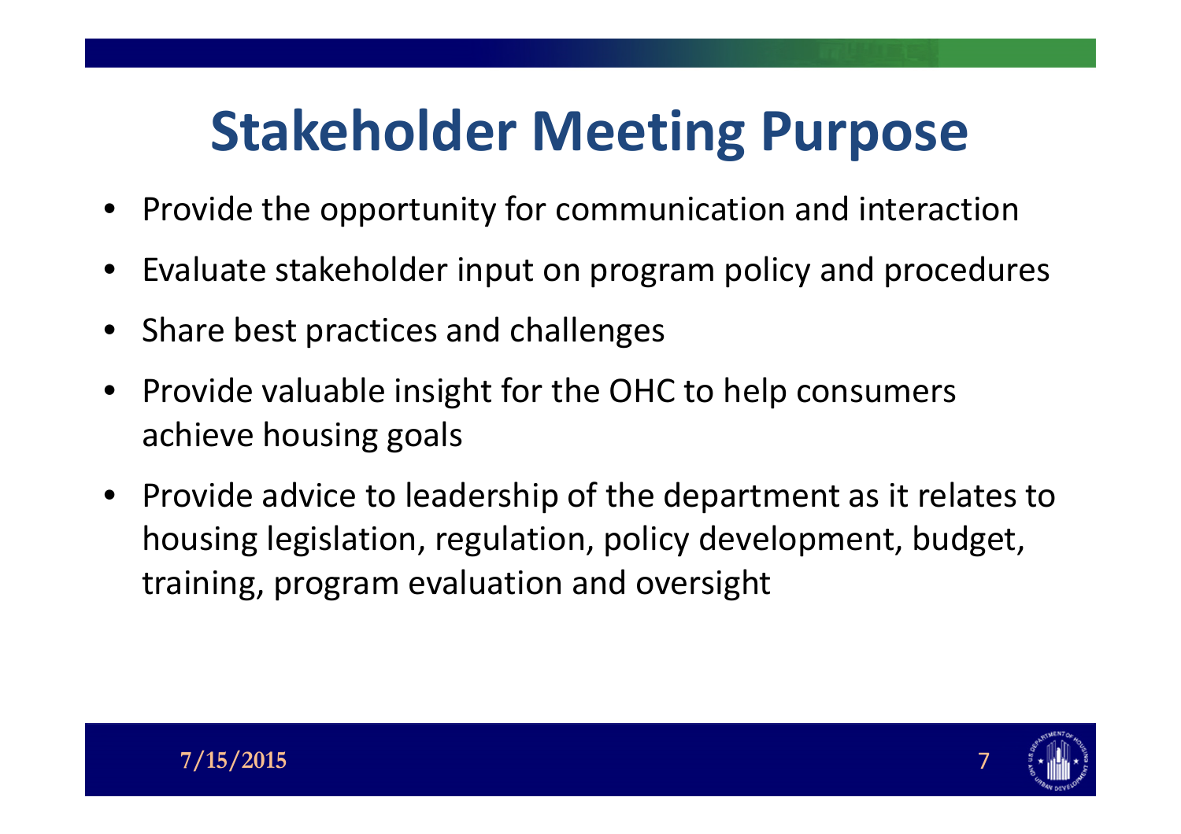# Stakeholder Meeting Purpose

- Provide the opportunity for communication and interaction
- Evaluate stakeholder input on program policy and procedures
- Share best practices and challenges
- Provide valuable insight for the OHC to help consumers achieve housing goals
- Provide advice to leadership of the department as it relates to housing legislation, regulation, policy development, budget, training, program evaluation and oversight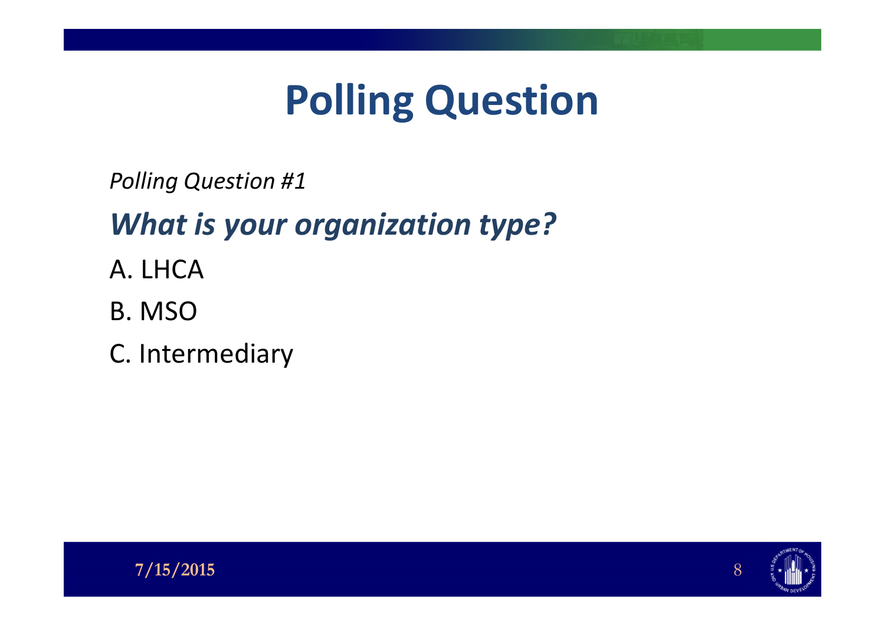# Polling Question

*Polling Question #1*

***What is your organization type?***

A. LHCA

B. MSO

C. Intermediary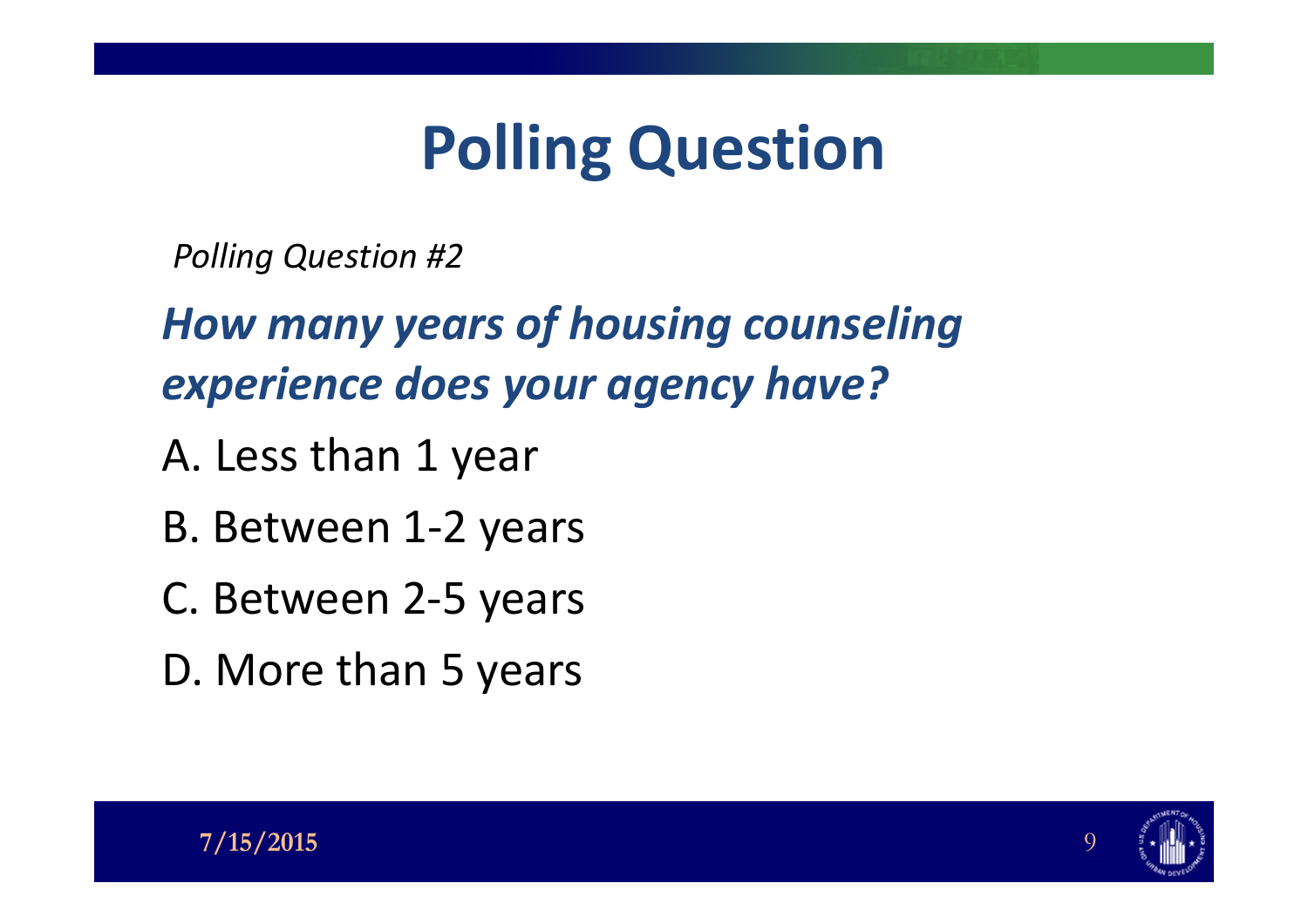# Polling Question

*Polling Question #2*

***How many years of housing counseling experience does your agency have?***

A. Less than 1 year

B. Between 1-2 years

C. Between 2-5 years

D. More than 5 years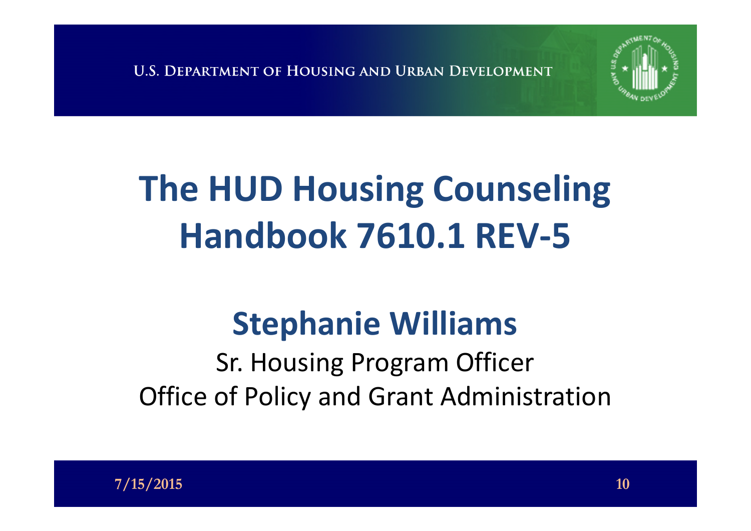# The HUD Housing Counseling Handbook 7610.1 REV-5

## Stephanie Williams

Sr. Housing Program Officer

Office of Policy and Grant Administration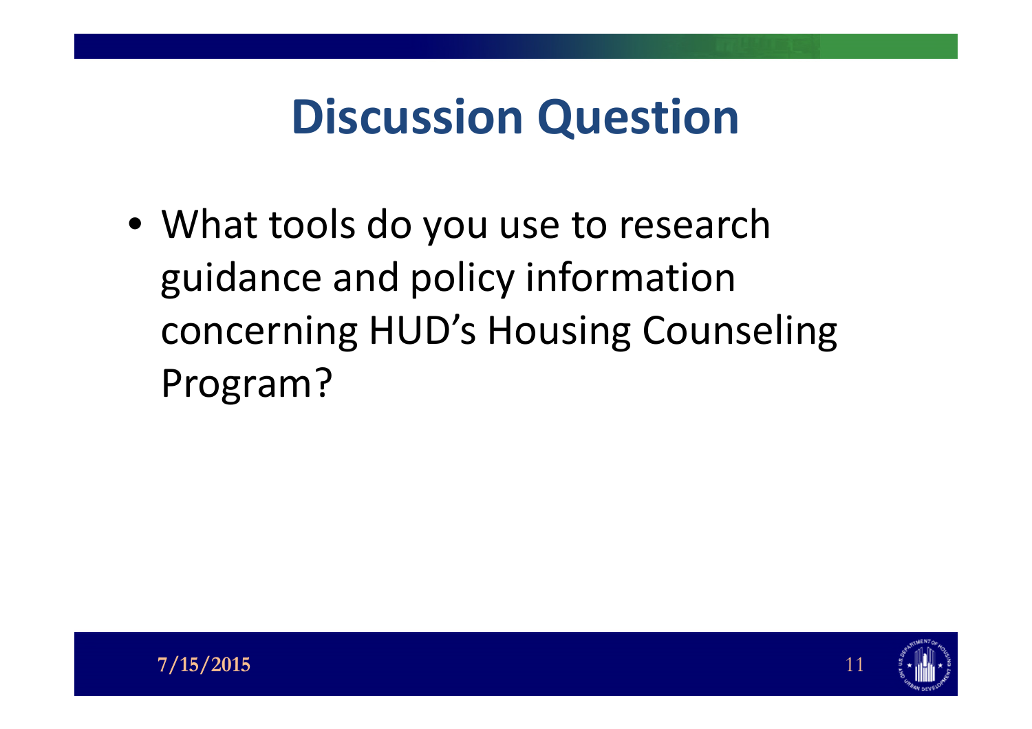# Discussion Question

- What tools do you use to research guidance and policy information concerning HUD's Housing Counseling Program?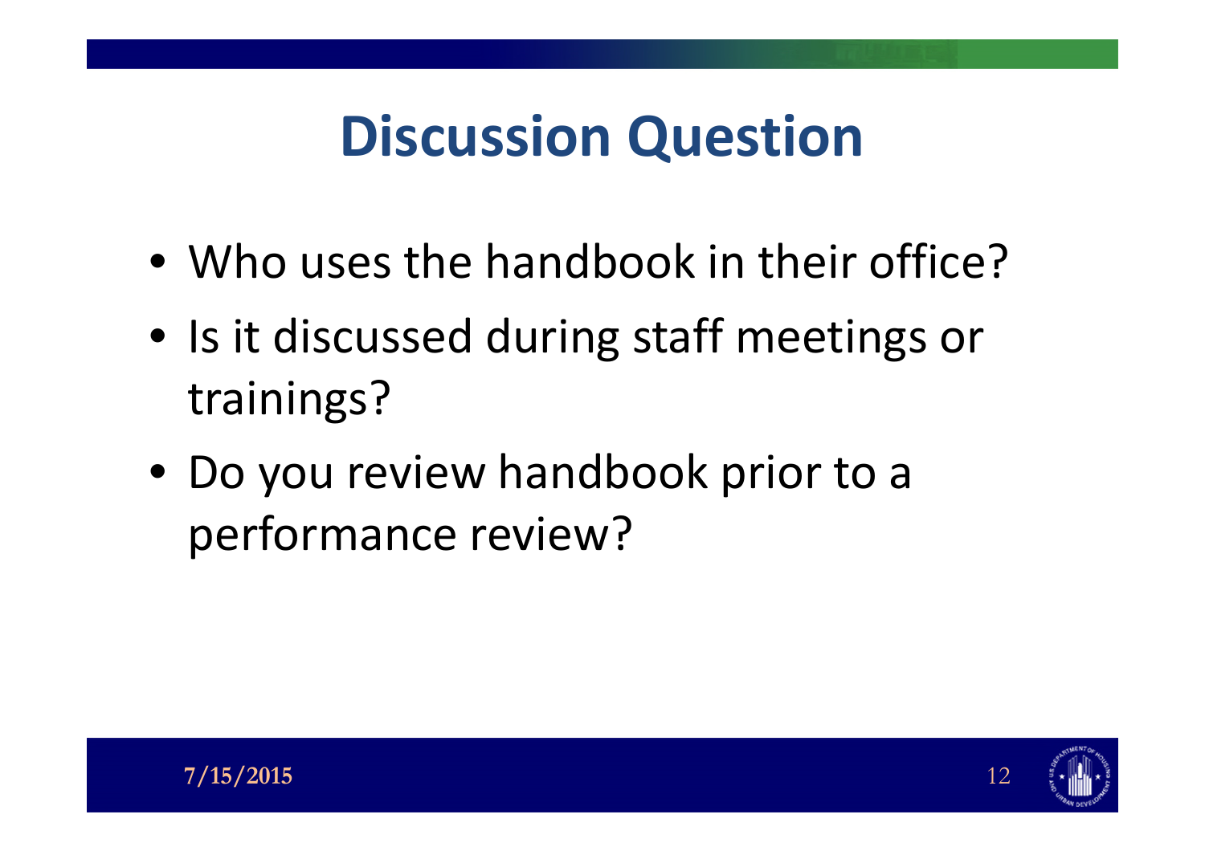# Discussion Question

- Who uses the handbook in their office?
- Is it discussed during staff meetings or trainings?
- Do you review handbook prior to a performance review?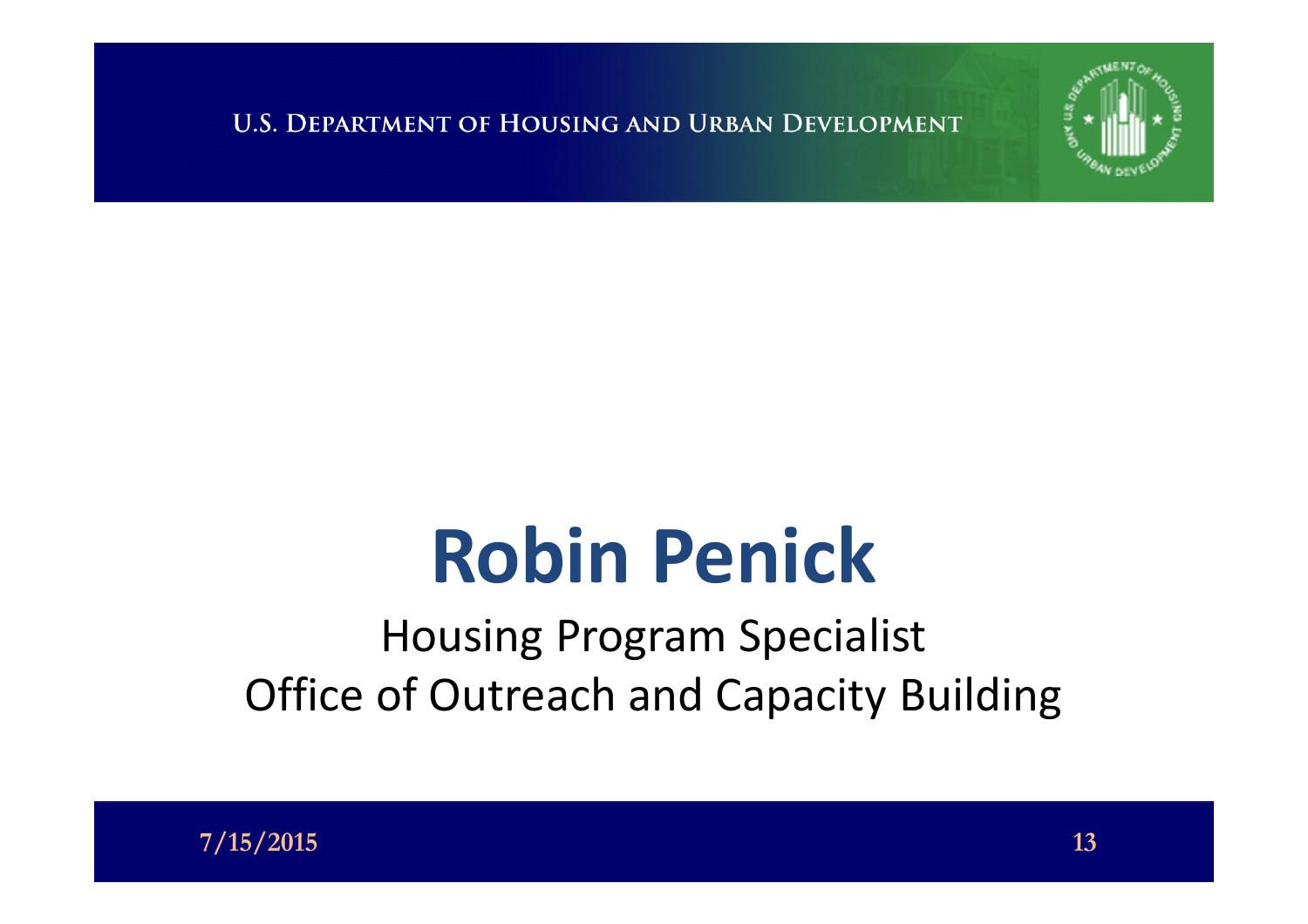# Robin Penick

Housing Program Specialist
Office of Outreach and Capacity Building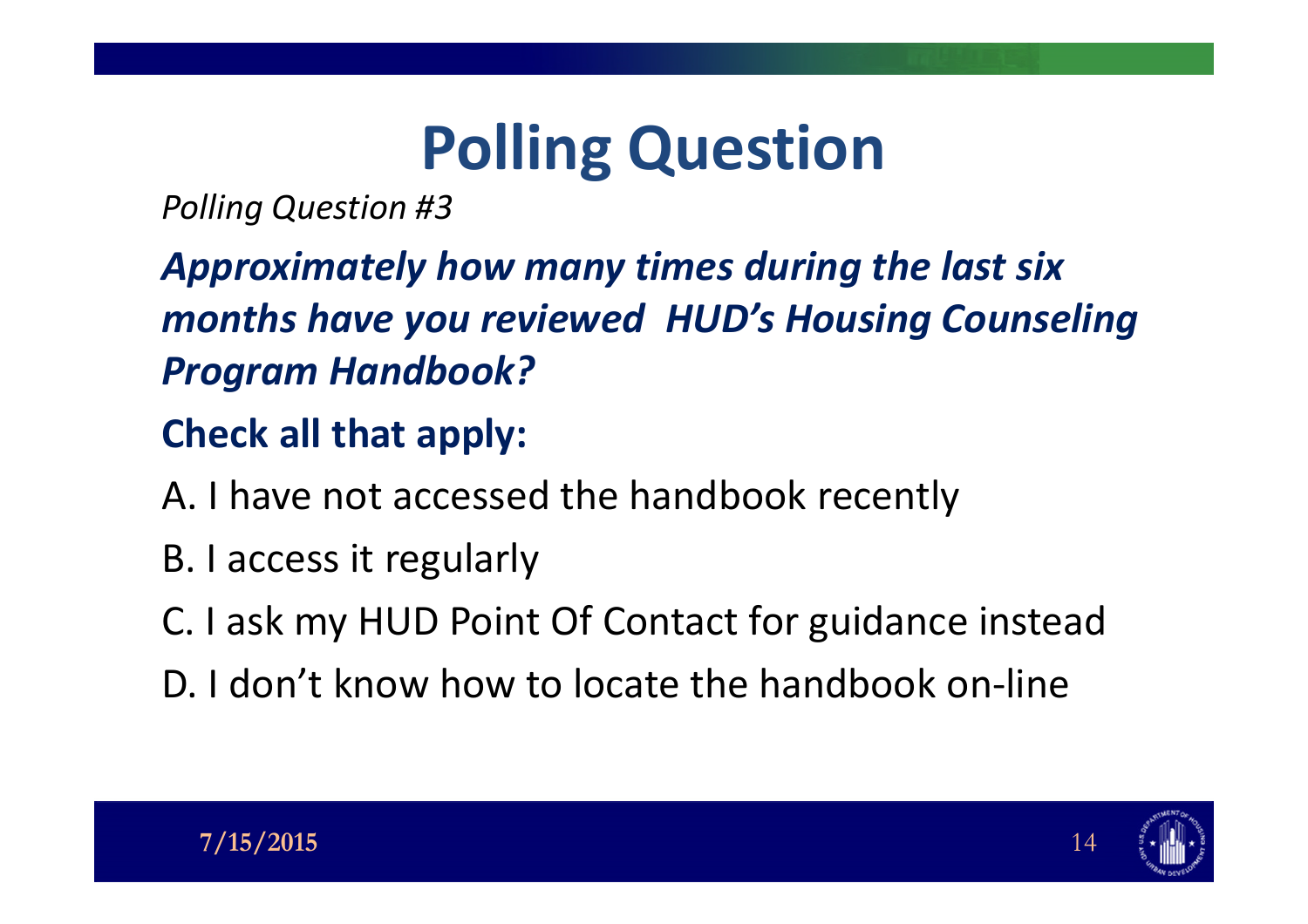# Polling Question

*Polling Question #3*

***Approximately how many times during the last six months have you reviewed HUD's Housing Counseling Program Handbook?***

**Check all that apply:**

A. I have not accessed the handbook recently

B. I access it regularly

C. I ask my HUD Point Of Contact for guidance instead

D. I don't know how to locate the handbook on-line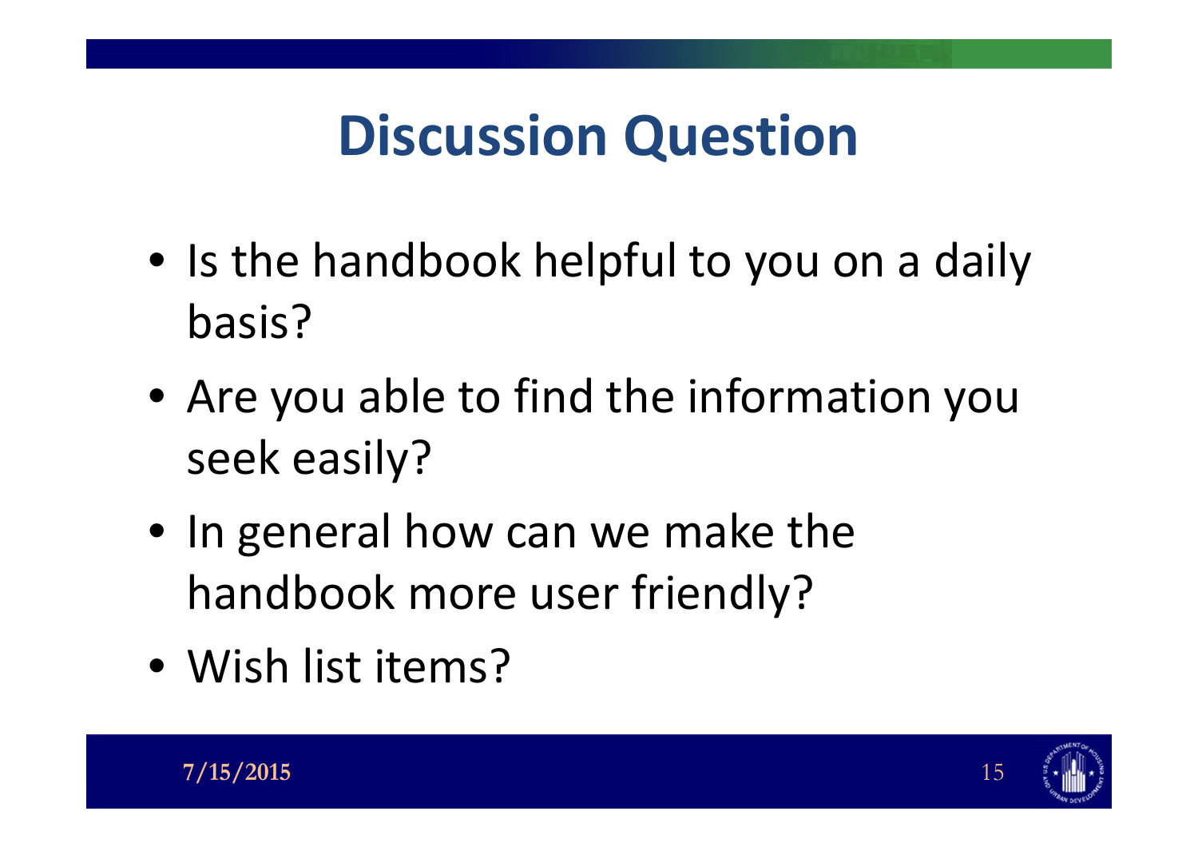# Discussion Question

- Is the handbook helpful to you on a daily basis?
- Are you able to find the information you seek easily?
- In general how can we make the handbook more user friendly?
- Wish list items?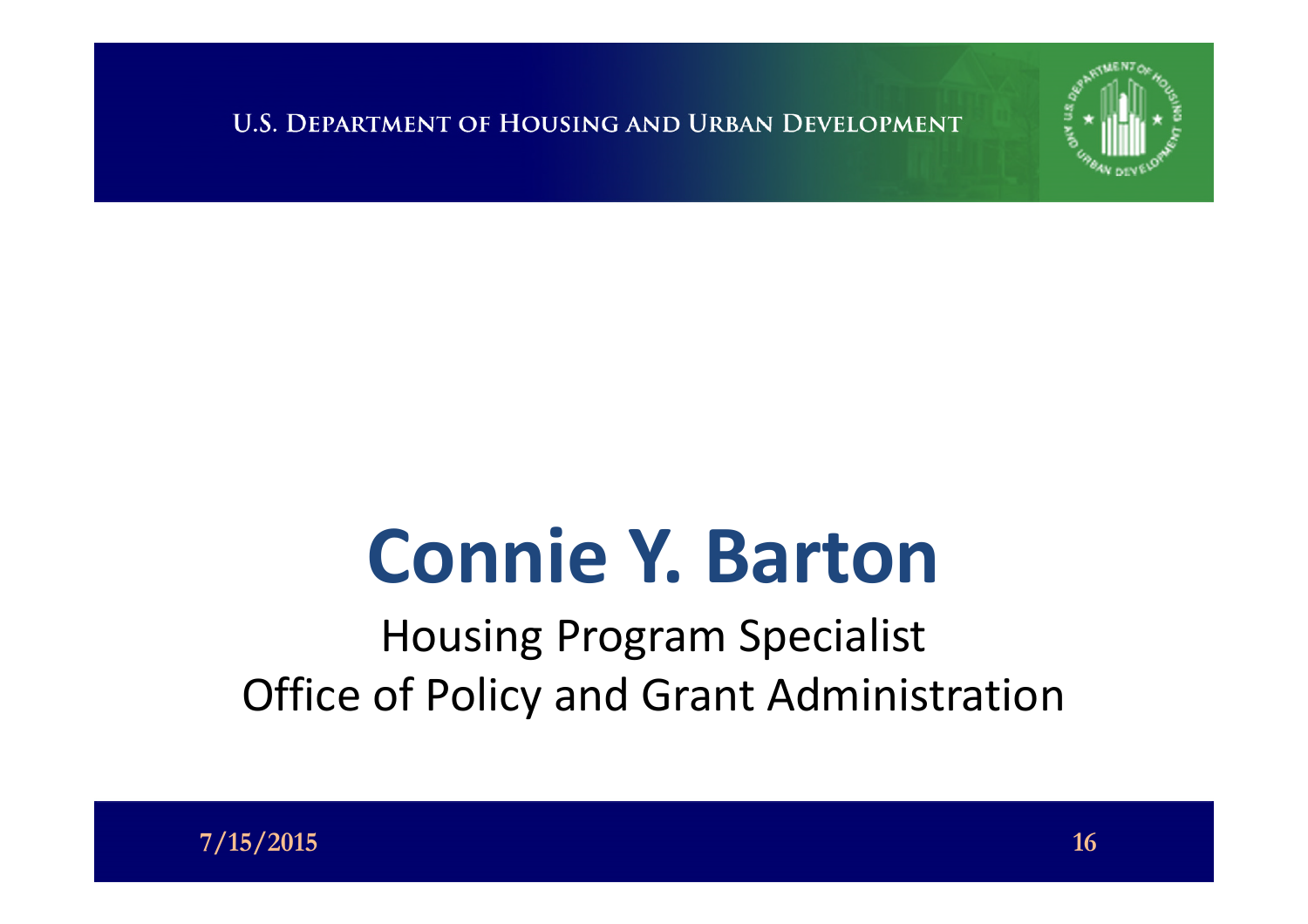# Connie Y. Barton

Housing Program Specialist

Office of Policy and Grant Administration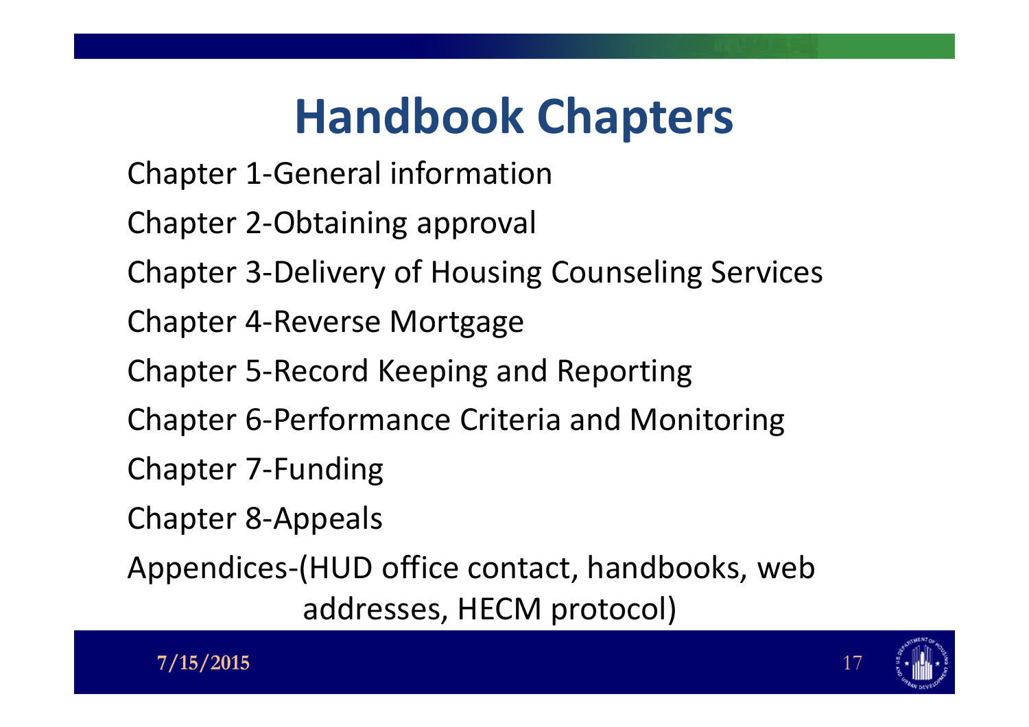# Handbook Chapters

Chapter 1-General information

Chapter 2-Obtaining approval

Chapter 3-Delivery of Housing Counseling Services

Chapter 4-Reverse Mortgage

Chapter 5-Record Keeping and Reporting

Chapter 6-Performance Criteria and Monitoring

Chapter 7-Funding

Chapter 8-Appeals

Appendices-(HUD office contact, handbooks, web addresses, HECM protocol)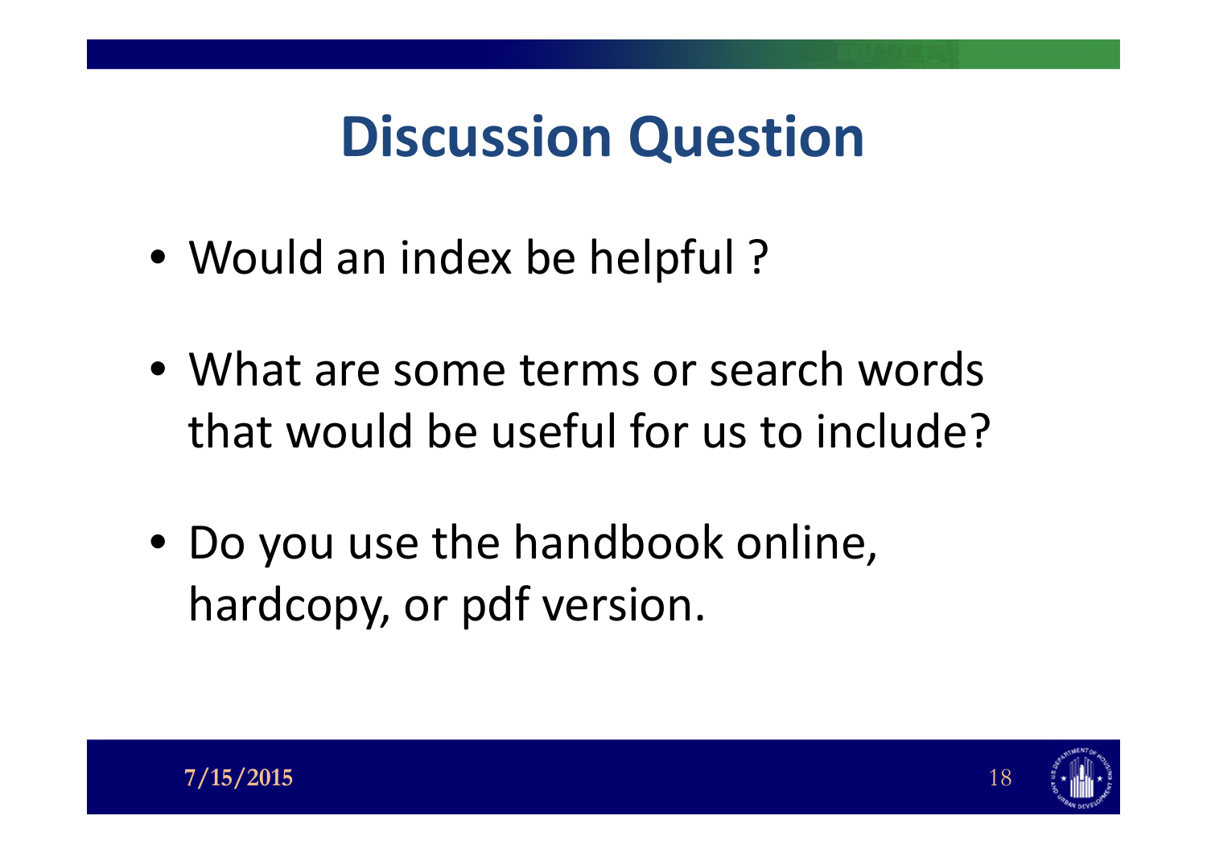# Discussion Question

- Would an index be helpful ?
- What are some terms or search words that would be useful for us to include?
- Do you use the handbook online, hardcopy, or pdf version.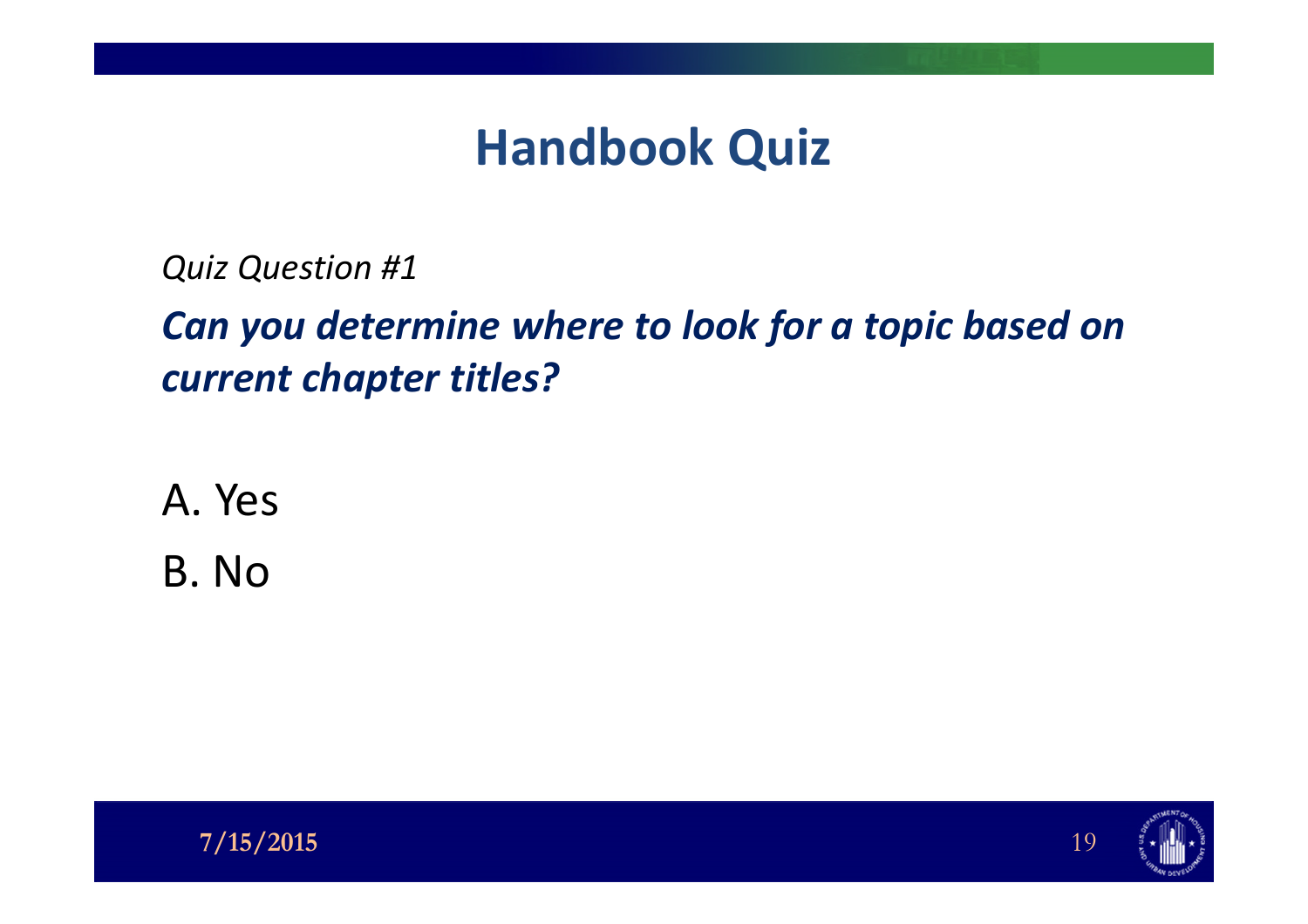# Handbook Quiz

*Quiz Question #1*

***Can you determine where to look for a topic based on current chapter titles?***

A. Yes

B. No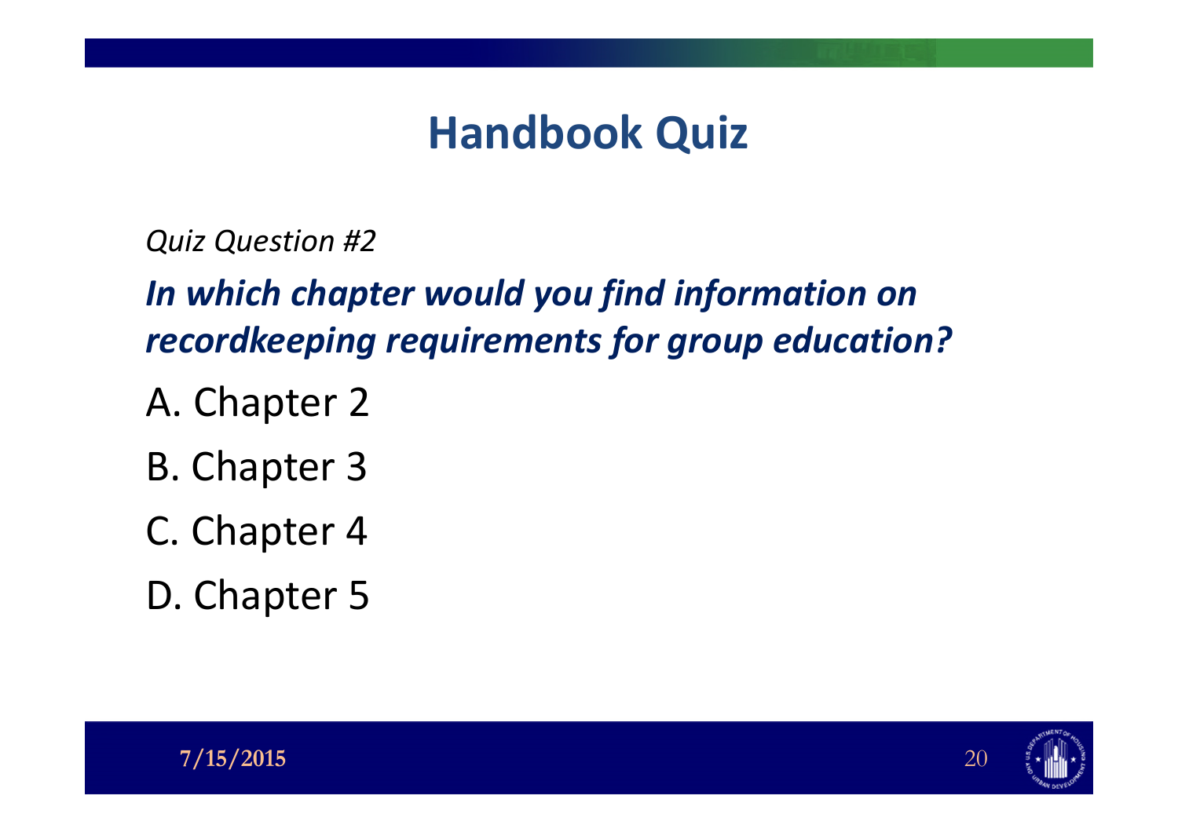# Handbook Quiz

*Quiz Question #2*

***In which chapter would you find information on recordkeeping requirements for group education?***

A. Chapter 2

B. Chapter 3

C. Chapter 4

D. Chapter 5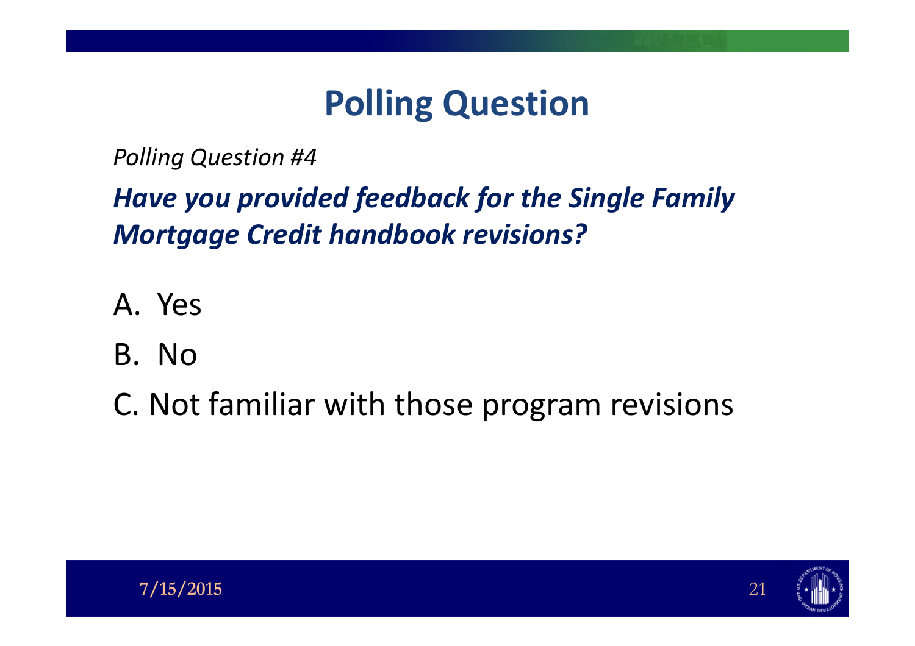# Polling Question

*Polling Question #4*

***Have you provided feedback for the Single Family Mortgage Credit handbook revisions?***

A. Yes

B. No

C. Not familiar with those program revisions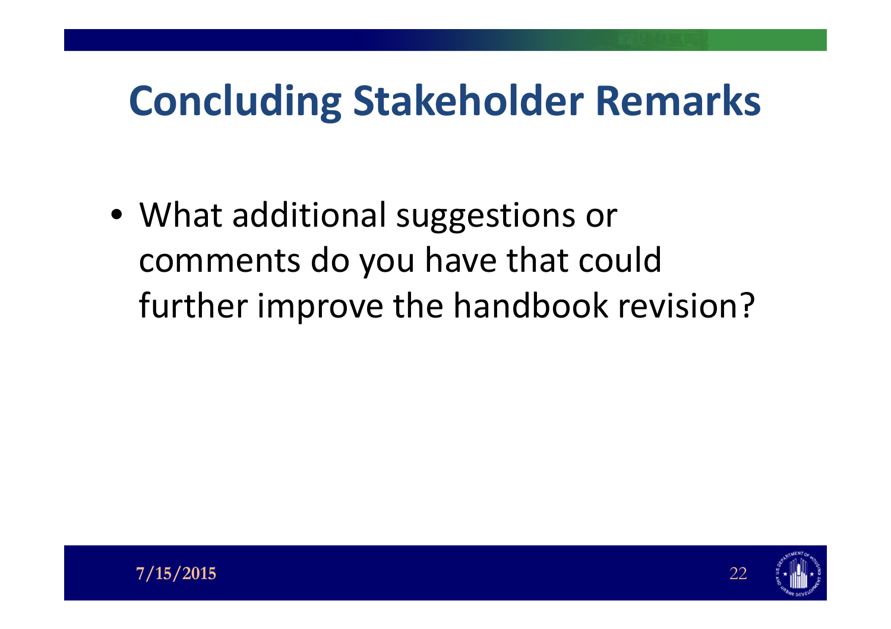# Concluding Stakeholder Remarks

- What additional suggestions or comments do you have that could further improve the handbook revision?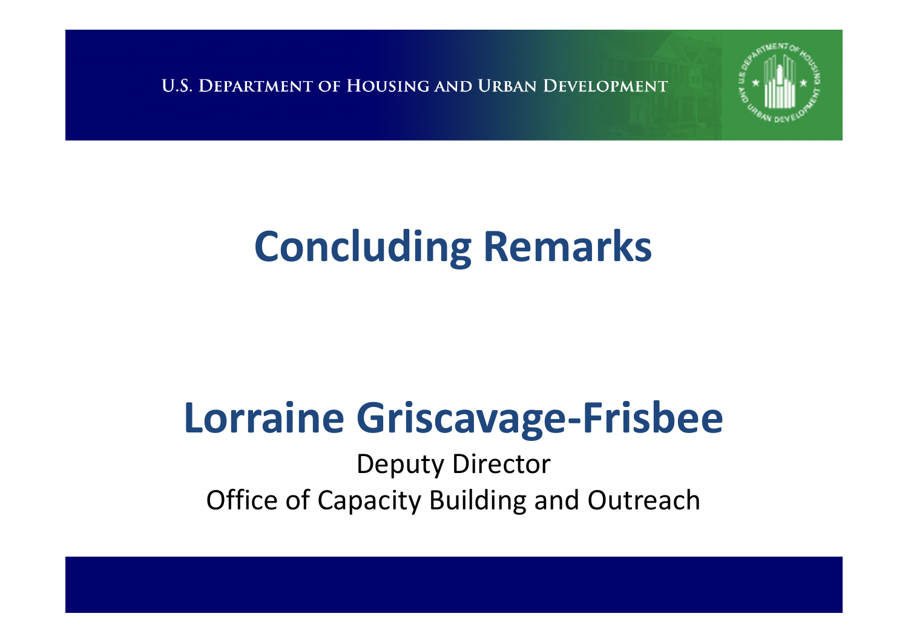U.S. Department of Housing and Urban Development

# Concluding Remarks

## Lorraine Griscavage-Frisbee

Deputy Director
Office of Capacity Building and Outreach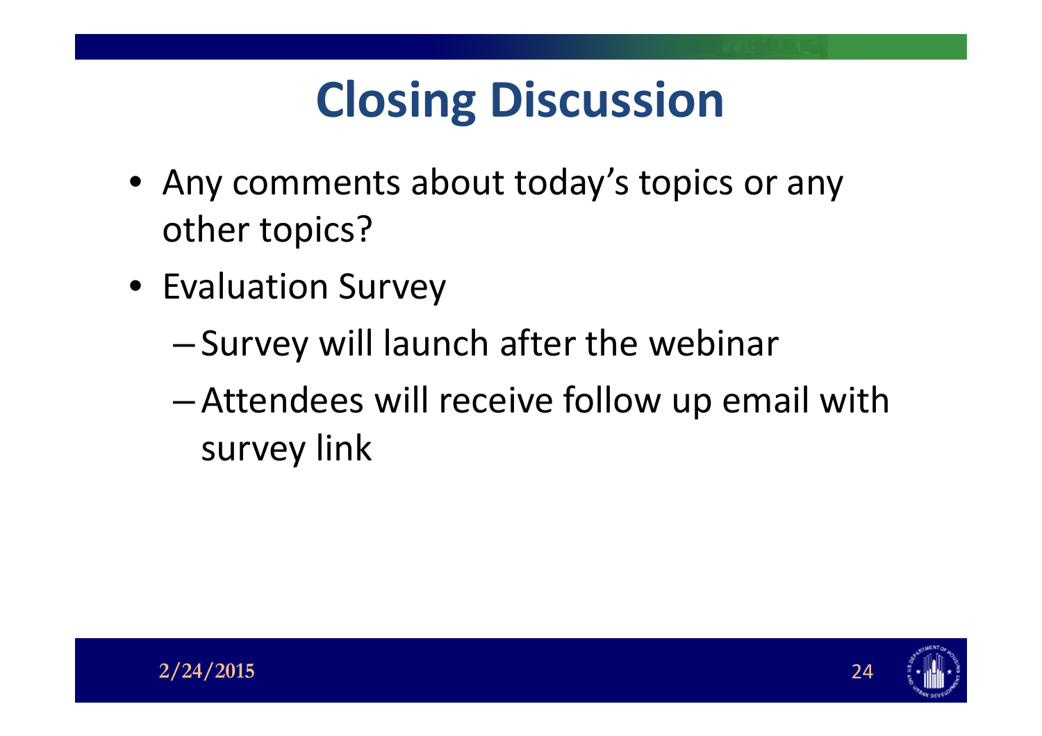# Closing Discussion

- Any comments about today's topics or any other topics?
- Evaluation Survey
  - Survey will launch after the webinar
  - Attendees will receive follow up email with survey link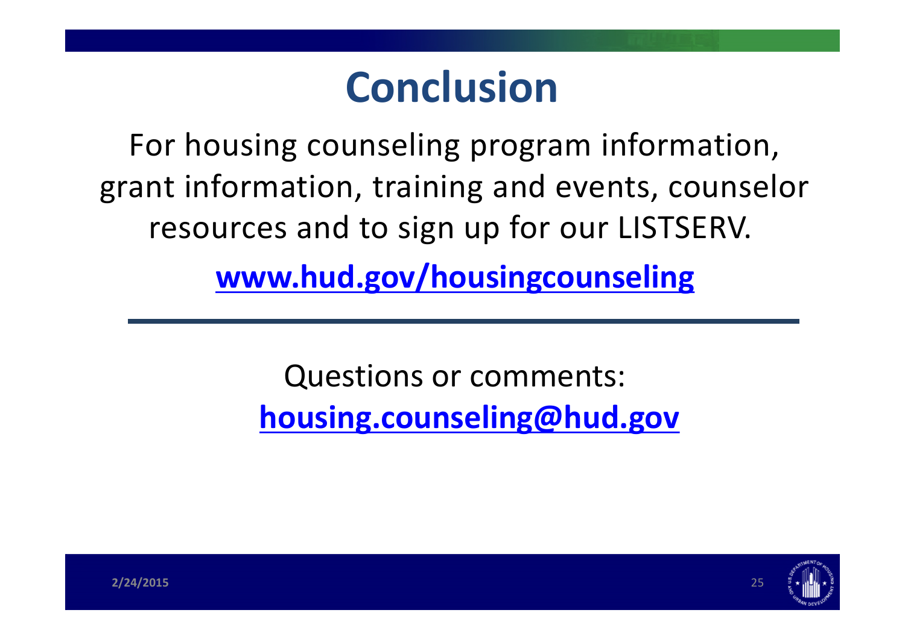# Conclusion

For housing counseling program information, grant information, training and events, counselor resources and to sign up for our LISTSERV.

**[www.hud.gov/housingcounseling](http://www.hud.gov/housingcounseling)**

---

Questions or comments:
**[housing.counseling@hud.gov](mailto:housing.counseling@hud.gov)**